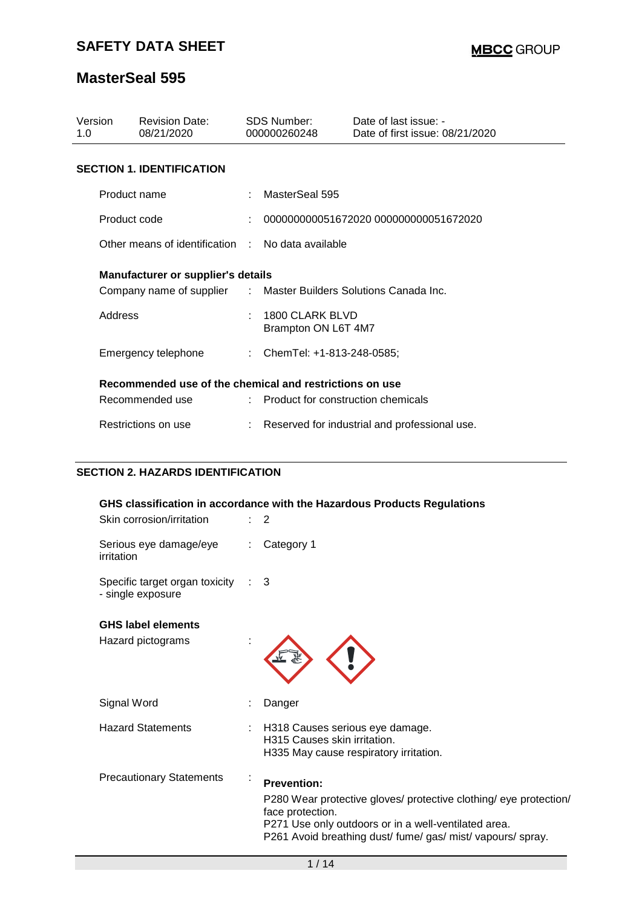# SAFETY DATA SHEET

# MasterSeal 595

| Version | Revision Date: | SDS Number: | Date of last issue: - |
|---|---|---|---|
| 1.0 | 08/21/2020 | 000000260248 | Date of first issue: 08/21/2020 |

## SECTION 1. IDENTIFICATION

| | | |
|---|---|---|
| Product name | : | MasterSeal 595 |
| Product code | : | 000000000051672020 000000000051672020 |
| Other means of identification | : | No data available |

**Manufacturer or supplier's details**

| | | |
|---|---|---|
| Company name of supplier | : | Master Builders Solutions Canada Inc. |
| Address | : | 1800 CLARK BLVD<br>Brampton ON L6T 4M7 |
| Emergency telephone | : | ChemTel: +1-813-248-0585; |

**Recommended use of the chemical and restrictions on use**

| | | |
|---|---|---|
| Recommended use | : | Product for construction chemicals |
| Restrictions on use | : | Reserved for industrial and professional use. |

## SECTION 2. HAZARDS IDENTIFICATION

**GHS classification in accordance with the Hazardous Products Regulations**

| | | |
|---|---|---|
| Skin corrosion/irritation | : | 2 |
| Serious eye damage/eye irritation | : | Category 1 |
| Specific target organ toxicity - single exposure | : | 3 |

**GHS label elements**

Hazard pictograms :

Signal Word : Danger

Hazard Statements :
H318 Causes serious eye damage.
H315 Causes skin irritation.
H335 May cause respiratory irritation.

Precautionary Statements :

**Prevention:**

P280 Wear protective gloves/ protective clothing/ eye protection/ face protection.
P271 Use only outdoors or in a well-ventilated area.
P261 Avoid breathing dust/ fume/ gas/ mist/ vapours/ spray.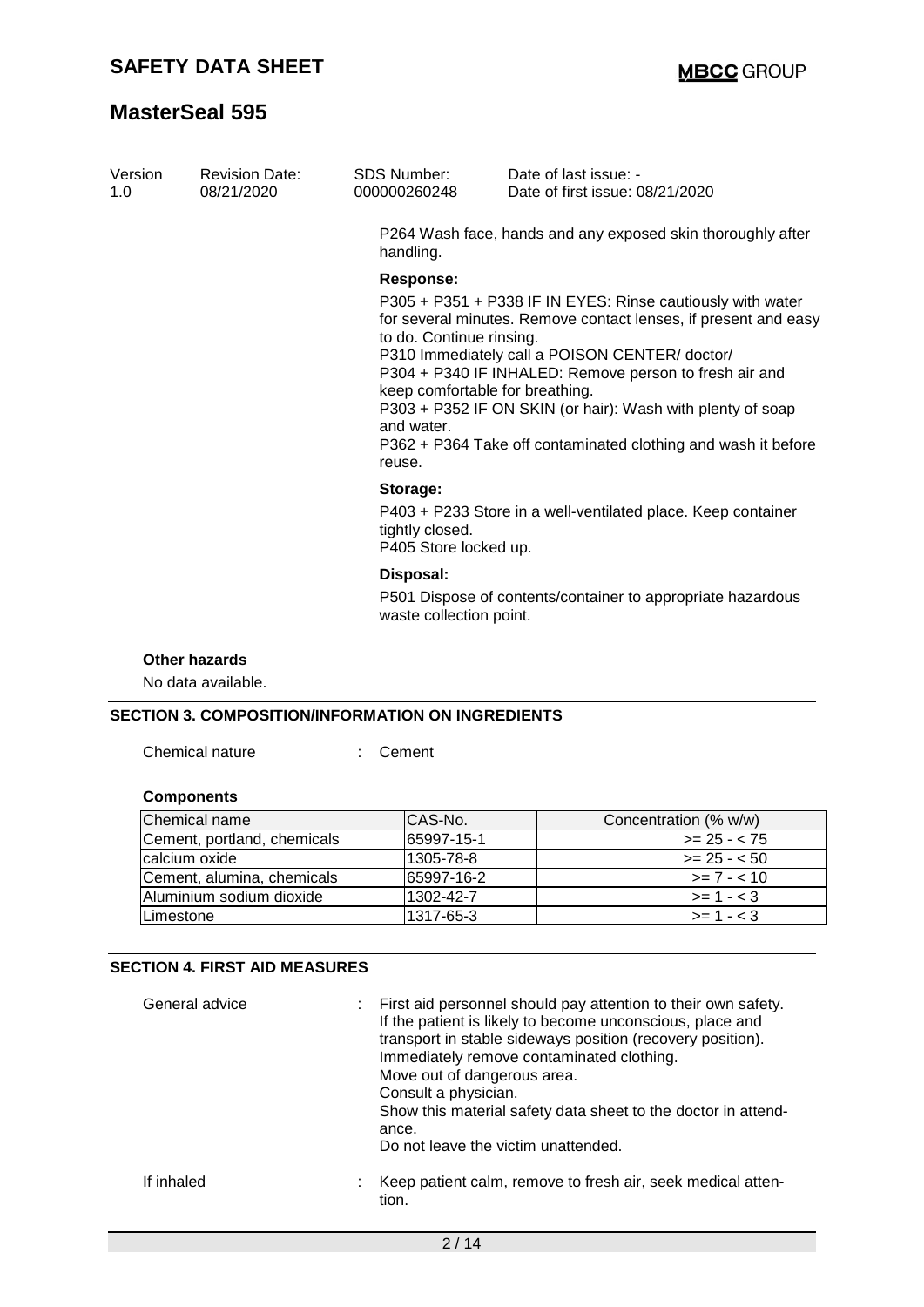P264 Wash face, hands and any exposed skin thoroughly after handling.

**Response:**

P305 + P351 + P338 IF IN EYES: Rinse cautiously with water for several minutes. Remove contact lenses, if present and easy to do. Continue rinsing.
P310 Immediately call a POISON CENTER/ doctor/
P304 + P340 IF INHALED: Remove person to fresh air and keep comfortable for breathing.
P303 + P352 IF ON SKIN (or hair): Wash with plenty of soap and water.
P362 + P364 Take off contaminated clothing and wash it before reuse.

**Storage:**

P403 + P233 Store in a well-ventilated place. Keep container tightly closed.
P405 Store locked up.

**Disposal:**

P501 Dispose of contents/container to appropriate hazardous waste collection point.

**Other hazards**

No data available.

## SECTION 3. COMPOSITION/INFORMATION ON INGREDIENTS

Chemical nature : Cement

**Components**

| Chemical name | CAS-No. | Concentration (% w/w) |
|---|---|---|
| Cement, portland, chemicals | 65997-15-1 | >= 25 - < 75 |
| calcium oxide | 1305-78-8 | >= 25 - < 50 |
| Cement, alumina, chemicals | 65997-16-2 | >= 7 - < 10 |
| Aluminium sodium dioxide | 1302-42-7 | >= 1 - < 3 |
| Limestone | 1317-65-3 | >= 1 - < 3 |

## SECTION 4. FIRST AID MEASURES

General advice : First aid personnel should pay attention to their own safety. If the patient is likely to become unconscious, place and transport in stable sideways position (recovery position). Immediately remove contaminated clothing. Move out of dangerous area. Consult a physician. Show this material safety data sheet to the doctor in attendance. Do not leave the victim unattended.

If inhaled : Keep patient calm, remove to fresh air, seek medical attention.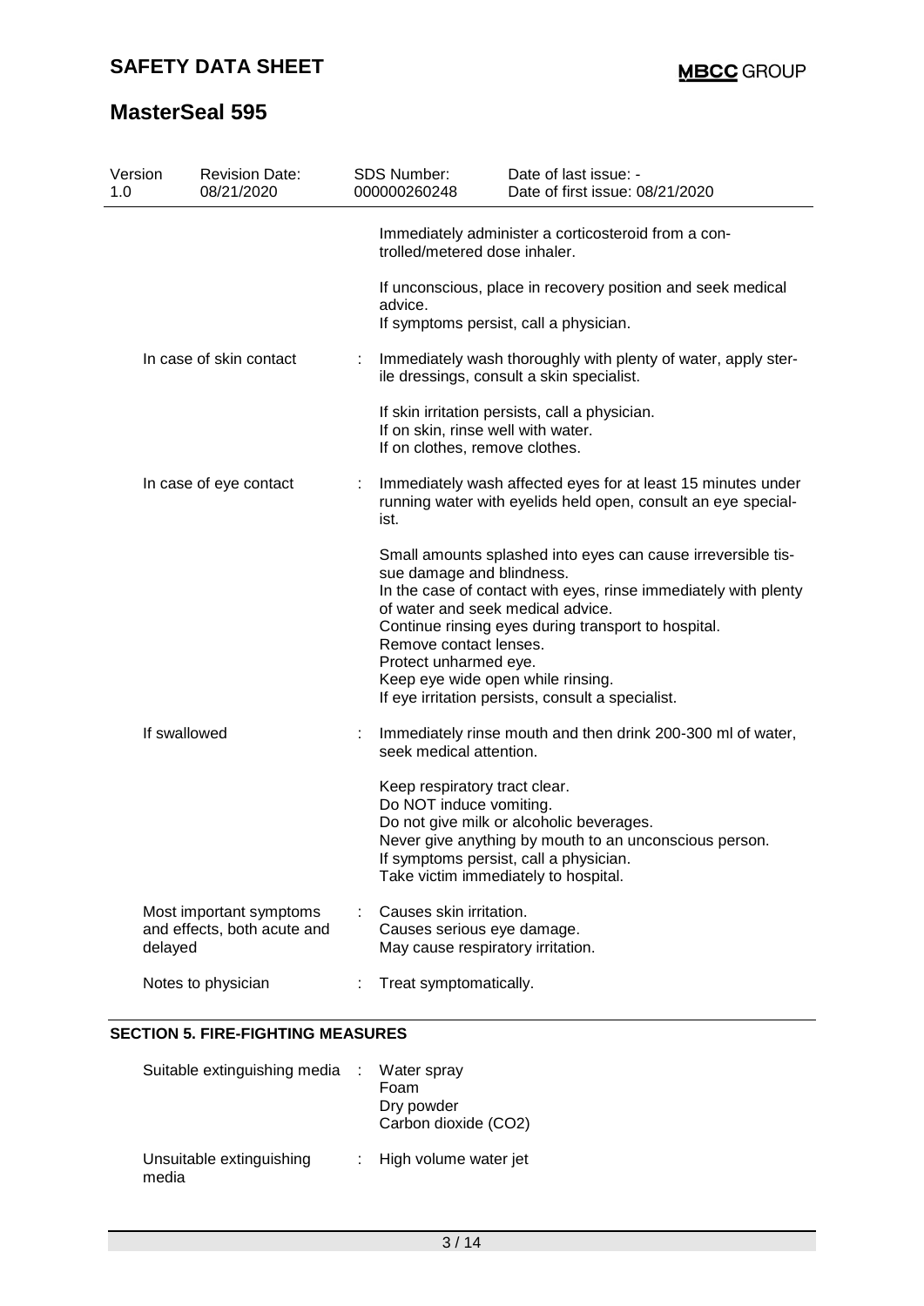| Version 1.0 | Revision Date: 08/21/2020 | SDS Number: 000000260248 | Date of last issue: - Date of first issue: 08/21/2020 |
|---|---|---|---|

| | | |
|---|---|---|
| | | Immediately administer a corticosteroid from a controlled/metered dose inhaler.<br><br>If unconscious, place in recovery position and seek medical advice.<br>If symptoms persist, call a physician. |
| In case of skin contact | : | Immediately wash thoroughly with plenty of water, apply sterile dressings, consult a skin specialist.<br><br>If skin irritation persists, call a physician.<br>If on skin, rinse well with water.<br>If on clothes, remove clothes. |
| In case of eye contact | : | Immediately wash affected eyes for at least 15 minutes under running water with eyelids held open, consult an eye specialist.<br><br>Small amounts splashed into eyes can cause irreversible tissue damage and blindness.<br>In the case of contact with eyes, rinse immediately with plenty of water and seek medical advice.<br>Continue rinsing eyes during transport to hospital.<br>Remove contact lenses.<br>Protect unharmed eye.<br>Keep eye wide open while rinsing.<br>If eye irritation persists, consult a specialist. |
| If swallowed | : | Immediately rinse mouth and then drink 200-300 ml of water, seek medical attention.<br><br>Keep respiratory tract clear.<br>Do NOT induce vomiting.<br>Do not give milk or alcoholic beverages.<br>Never give anything by mouth to an unconscious person.<br>If symptoms persist, call a physician.<br>Take victim immediately to hospital. |
| Most important symptoms and effects, both acute and delayed | : | Causes skin irritation.<br>Causes serious eye damage.<br>May cause respiratory irritation. |
| Notes to physician | : | Treat symptomatically. |

## SECTION 5. FIRE-FIGHTING MEASURES

| | | |
|---|---|---|
| Suitable extinguishing media | : | Water spray<br>Foam<br>Dry powder<br>Carbon dioxide ($CO_2$) |
| Unsuitable extinguishing media | : | High volume water jet |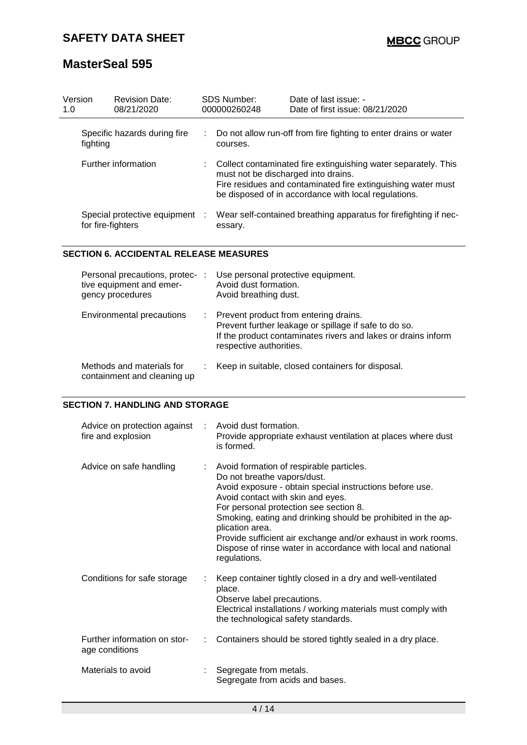| Version 1.0 | Revision Date: 08/21/2020 | SDS Number: 000000260248 | Date of last issue: - Date of first issue: 08/21/2020 |
|---|---|---|---|

| | |
|---|---|
| Specific hazards during fire fighting | Do not allow run-off from fire fighting to enter drains or water courses. |
| Further information | Collect contaminated fire extinguishing water separately. This must not be discharged into drains. Fire residues and contaminated fire extinguishing water must be disposed of in accordance with local regulations. |
| Special protective equipment for fire-fighters | Wear self-contained breathing apparatus for firefighting if necessary. |

## SECTION 6. ACCIDENTAL RELEASE MEASURES

| | |
|---|---|
| Personal precautions, protective equipment and emergency procedures | Use personal protective equipment. Avoid dust formation. Avoid breathing dust. |
| Environmental precautions | Prevent product from entering drains. Prevent further leakage or spillage if safe to do so. If the product contaminates rivers and lakes or drains inform respective authorities. |
| Methods and materials for containment and cleaning up | Keep in suitable, closed containers for disposal. |

## SECTION 7. HANDLING AND STORAGE

| | |
|---|---|
| Advice on protection against fire and explosion | Avoid dust formation. Provide appropriate exhaust ventilation at places where dust is formed. |
| Advice on safe handling | Avoid formation of respirable particles. Do not breathe vapors/dust. Avoid exposure - obtain special instructions before use. Avoid contact with skin and eyes. For personal protection see section 8. Smoking, eating and drinking should be prohibited in the application area. Provide sufficient air exchange and/or exhaust in work rooms. Dispose of rinse water in accordance with local and national regulations. |
| Conditions for safe storage | Keep container tightly closed in a dry and well-ventilated place. Observe label precautions. Electrical installations / working materials must comply with the technological safety standards. |
| Further information on storage conditions | Containers should be stored tightly sealed in a dry place. |
| Materials to avoid | Segregate from metals. Segregate from acids and bases. |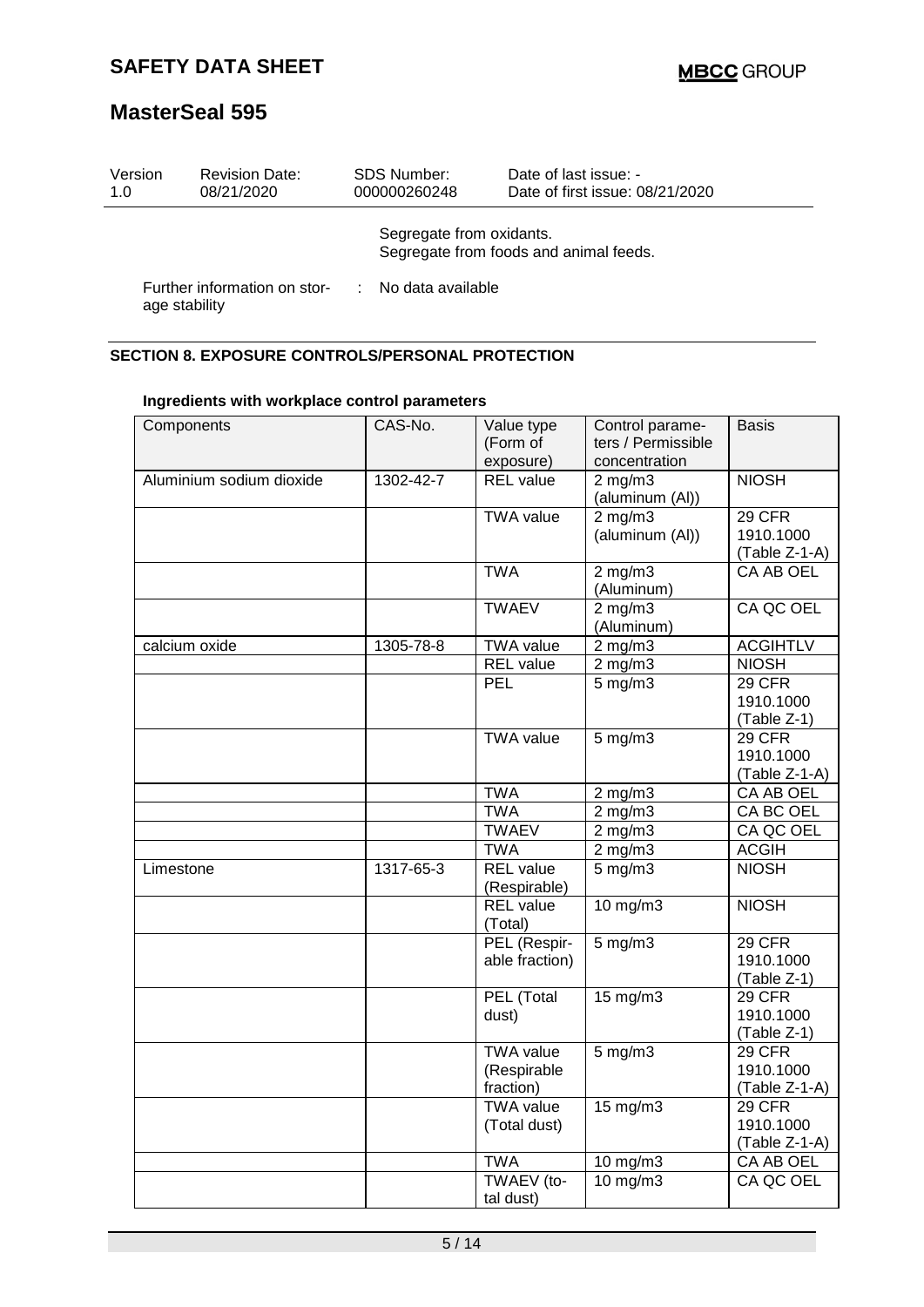Segregate from oxidants.
Segregate from foods and animal feeds.

Further information on storage stability : No data available

## SECTION 8. EXPOSURE CONTROLS/PERSONAL PROTECTION

**Ingredients with workplace control parameters**

| Components | CAS-No. | Value type (Form of exposure) | Control parameters / Permissible concentration | Basis |
|---|---|---|---|---|
| Aluminium sodium dioxide | 1302-42-7 | REL value | 2 mg/m3 (aluminum (Al)) | NIOSH |
| | | TWA value | 2 mg/m3 (aluminum (Al)) | 29 CFR 1910.1000 (Table Z-1-A) |
| | | TWA | 2 mg/m3 (Aluminum) | CA AB OEL |
| | | TWAEV | 2 mg/m3 (Aluminum) | CA QC OEL |
| calcium oxide | 1305-78-8 | TWA value | 2 mg/m3 | ACGIHTLV |
| | | REL value | 2 mg/m3 | NIOSH |
| | | PEL | 5 mg/m3 | 29 CFR 1910.1000 (Table Z-1) |
| | | TWA value | 5 mg/m3 | 29 CFR 1910.1000 (Table Z-1-A) |
| | | TWA | 2 mg/m3 | CA AB OEL |
| | | TWA | 2 mg/m3 | CA BC OEL |
| | | TWAEV | 2 mg/m3 | CA QC OEL |
| | | TWA | 2 mg/m3 | ACGIH |
| Limestone | 1317-65-3 | REL value (Respirable) | 5 mg/m3 | NIOSH |
| | | REL value (Total) | 10 mg/m3 | NIOSH |
| | | PEL (Respirable fraction) | 5 mg/m3 | 29 CFR 1910.1000 (Table Z-1) |
| | | PEL (Total dust) | 15 mg/m3 | 29 CFR 1910.1000 (Table Z-1) |
| | | TWA value (Respirable fraction) | 5 mg/m3 | 29 CFR 1910.1000 (Table Z-1-A) |
| | | TWA value (Total dust) | 15 mg/m3 | 29 CFR 1910.1000 (Table Z-1-A) |
| | | TWA | 10 mg/m3 | CA AB OEL |
| | | TWAEV (total dust) | 10 mg/m3 | CA QC OEL |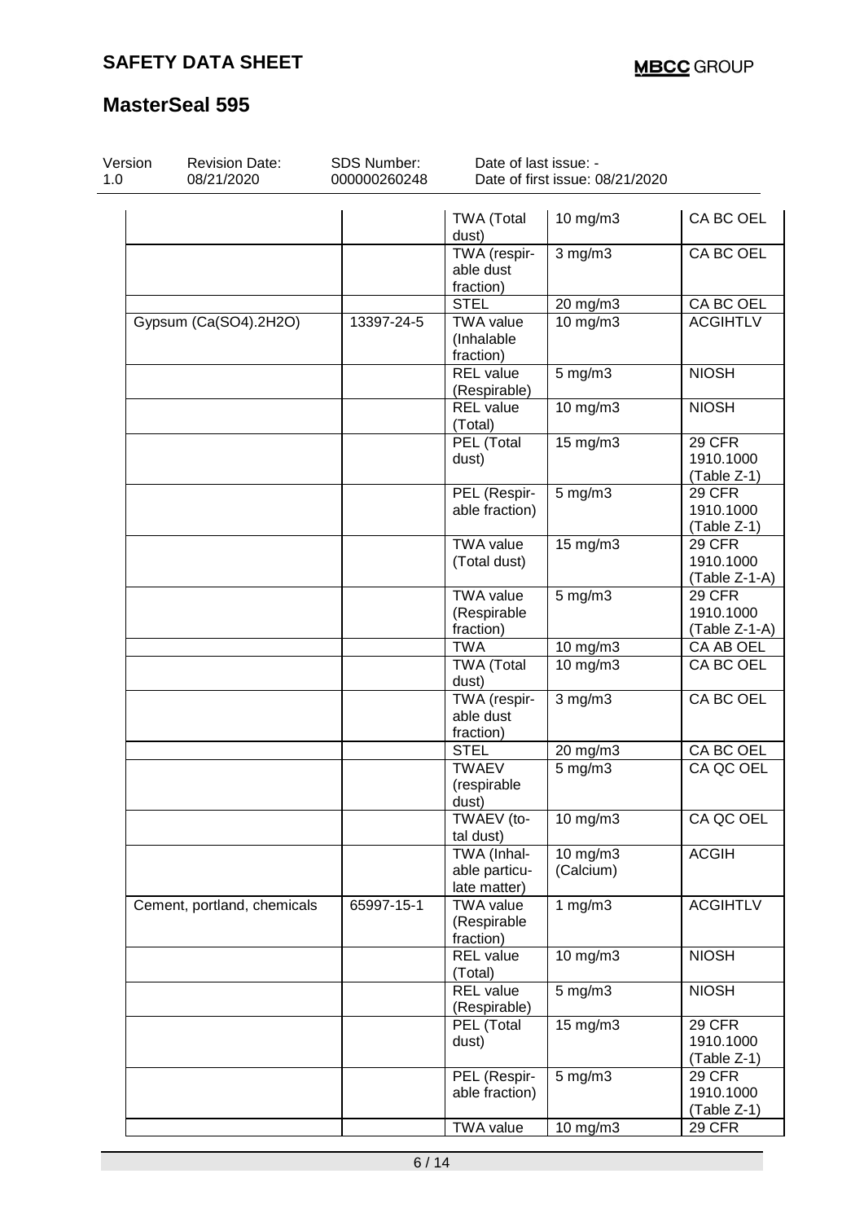| | | | | |
|---|---|---|---|---|
| | | TWA (Total dust) | 10 mg/m3 | CA BC OEL |
| | | TWA (respirable dust fraction) | 3 mg/m3 | CA BC OEL |
| | | STEL | 20 mg/m3 | CA BC OEL |
| Gypsum (Ca(SO4).2H2O) | 13397-24-5 | TWA value (Inhalable fraction) | 10 mg/m3 | ACGIHTLV |
| | | REL value (Respirable) | 5 mg/m3 | NIOSH |
| | | REL value (Total) | 10 mg/m3 | NIOSH |
| | | PEL (Total dust) | 15 mg/m3 | 29 CFR 1910.1000 (Table Z-1) |
| | | PEL (Respirable fraction) | 5 mg/m3 | 29 CFR 1910.1000 (Table Z-1) |
| | | TWA value (Total dust) | 15 mg/m3 | 29 CFR 1910.1000 (Table Z-1-A) |
| | | TWA value (Respirable fraction) | 5 mg/m3 | 29 CFR 1910.1000 (Table Z-1-A) |
| | | TWA | 10 mg/m3 | CA AB OEL |
| | | TWA (Total dust) | 10 mg/m3 | CA BC OEL |
| | | TWA (respirable dust fraction) | 3 mg/m3 | CA BC OEL |
| | | STEL | 20 mg/m3 | CA BC OEL |
| | | TWAEV (respirable dust) | 5 mg/m3 | CA QC OEL |
| | | TWAEV (total dust) | 10 mg/m3 | CA QC OEL |
| | | TWA (Inhalable particulate matter) | 10 mg/m3 (Calcium) | ACGIH |
| Cement, portland, chemicals | 65997-15-1 | TWA value (Respirable fraction) | 1 mg/m3 | ACGIHTLV |
| | | REL value (Total) | 10 mg/m3 | NIOSH |
| | | REL value (Respirable) | 5 mg/m3 | NIOSH |
| | | PEL (Total dust) | 15 mg/m3 | 29 CFR 1910.1000 (Table Z-1) |
| | | PEL (Respirable fraction) | 5 mg/m3 | 29 CFR 1910.1000 (Table Z-1) |
| | | TWA value | 10 mg/m3 | 29 CFR |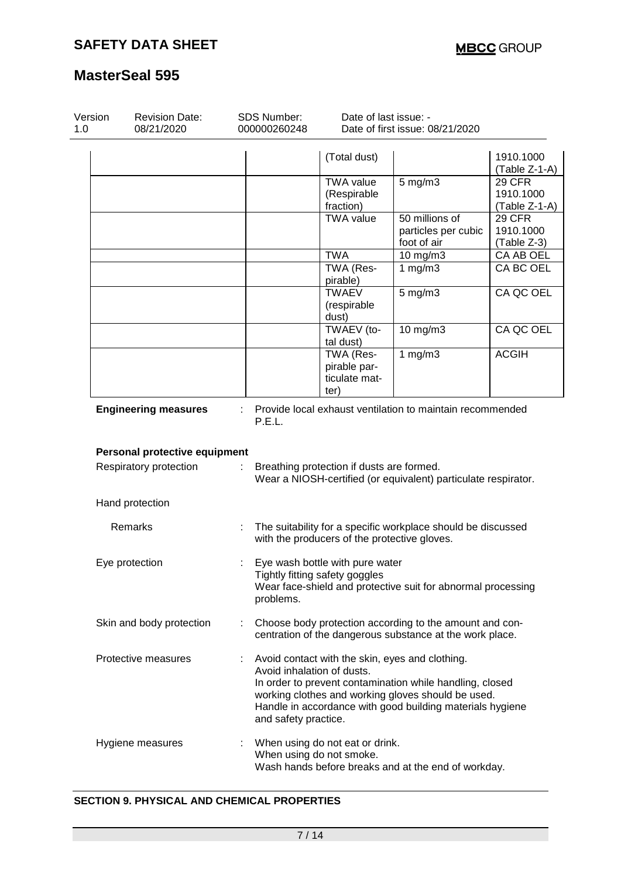| | | | | |
|---|---|---|---|---|
| | | (Total dust) | | 1910.1000 (Table Z-1-A) |
| | | TWA value (Respirable fraction) | 5 mg/m3 | 29 CFR 1910.1000 (Table Z-1-A) |
| | | TWA value | 50 millions of particles per cubic foot of air | 29 CFR 1910.1000 (Table Z-3) |
| | | TWA | 10 mg/m3 | CA AB OEL |
| | | TWA (Respirable) | 1 mg/m3 | CA BC OEL |
| | | TWAEV (respirable dust) | 5 mg/m3 | CA QC OEL |
| | | TWAEV (total dust) | 10 mg/m3 | CA QC OEL |
| | | TWA (Respirable particulate matter) | 1 mg/m3 | ACGIH |

**Engineering measures** : Provide local exhaust ventilation to maintain recommended P.E.L.

**Personal protective equipment**

Respiratory protection : Breathing protection if dusts are formed.
Wear a NIOSH-certified (or equivalent) particulate respirator.

Hand protection

Remarks : The suitability for a specific workplace should be discussed with the producers of the protective gloves.

Eye protection : Eye wash bottle with pure water
Tightly fitting safety goggles
Wear face-shield and protective suit for abnormal processing problems.

Skin and body protection : Choose body protection according to the amount and concentration of the dangerous substance at the work place.

Protective measures : Avoid contact with the skin, eyes and clothing.
Avoid inhalation of dusts.
In order to prevent contamination while handling, closed working clothes and working gloves should be used.
Handle in accordance with good building materials hygiene and safety practice.

Hygiene measures : When using do not eat or drink.
When using do not smoke.
Wash hands before breaks and at the end of workday.

## SECTION 9. PHYSICAL AND CHEMICAL PROPERTIES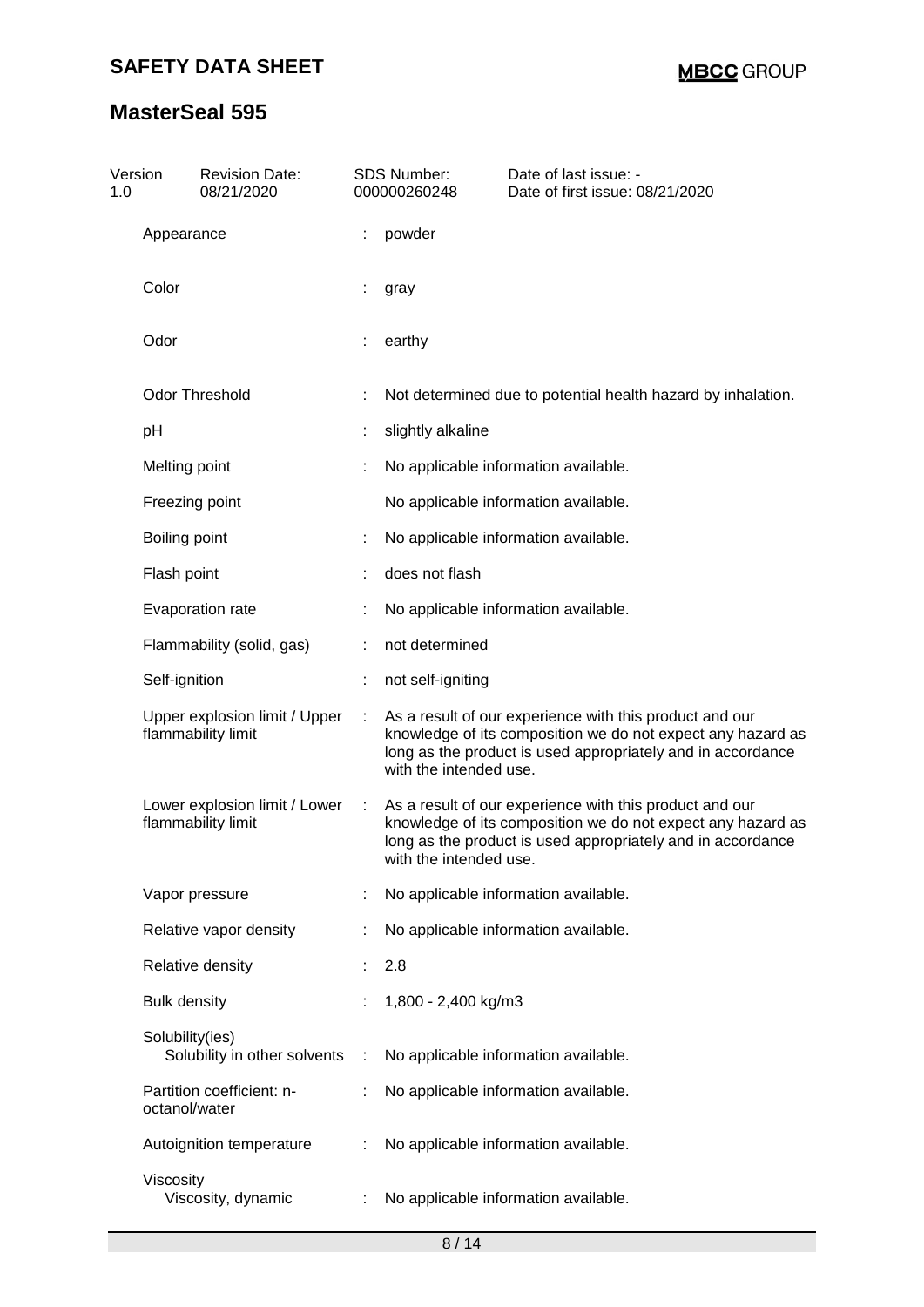| Property | | Value |
|---|---|---|
| Appearance | : | powder |
| Color | : | gray |
| Odor | : | earthy |
| Odor Threshold | : | Not determined due to potential health hazard by inhalation. |
| pH | : | slightly alkaline |
| Melting point | : | No applicable information available. |
| Freezing point | | No applicable information available. |
| Boiling point | : | No applicable information available. |
| Flash point | : | does not flash |
| Evaporation rate | : | No applicable information available. |
| Flammability (solid, gas) | : | not determined |
| Self-ignition | : | not self-igniting |
| Upper explosion limit / Upper flammability limit | : | As a result of our experience with this product and our knowledge of its composition we do not expect any hazard as long as the product is used appropriately and in accordance with the intended use. |
| Lower explosion limit / Lower flammability limit | : | As a result of our experience with this product and our knowledge of its composition we do not expect any hazard as long as the product is used appropriately and in accordance with the intended use. |
| Vapor pressure | : | No applicable information available. |
| Relative vapor density | : | No applicable information available. |
| Relative density | : | 2.8 |
| Bulk density | : | 1,800 - 2,400 kg/m3 |
| Solubility(ies) | | |
| Solubility in other solvents | : | No applicable information available. |
| Partition coefficient: n-octanol/water | : | No applicable information available. |
| Autoignition temperature | : | No applicable information available. |
| Viscosity | | |
| Viscosity, dynamic | : | No applicable information available. |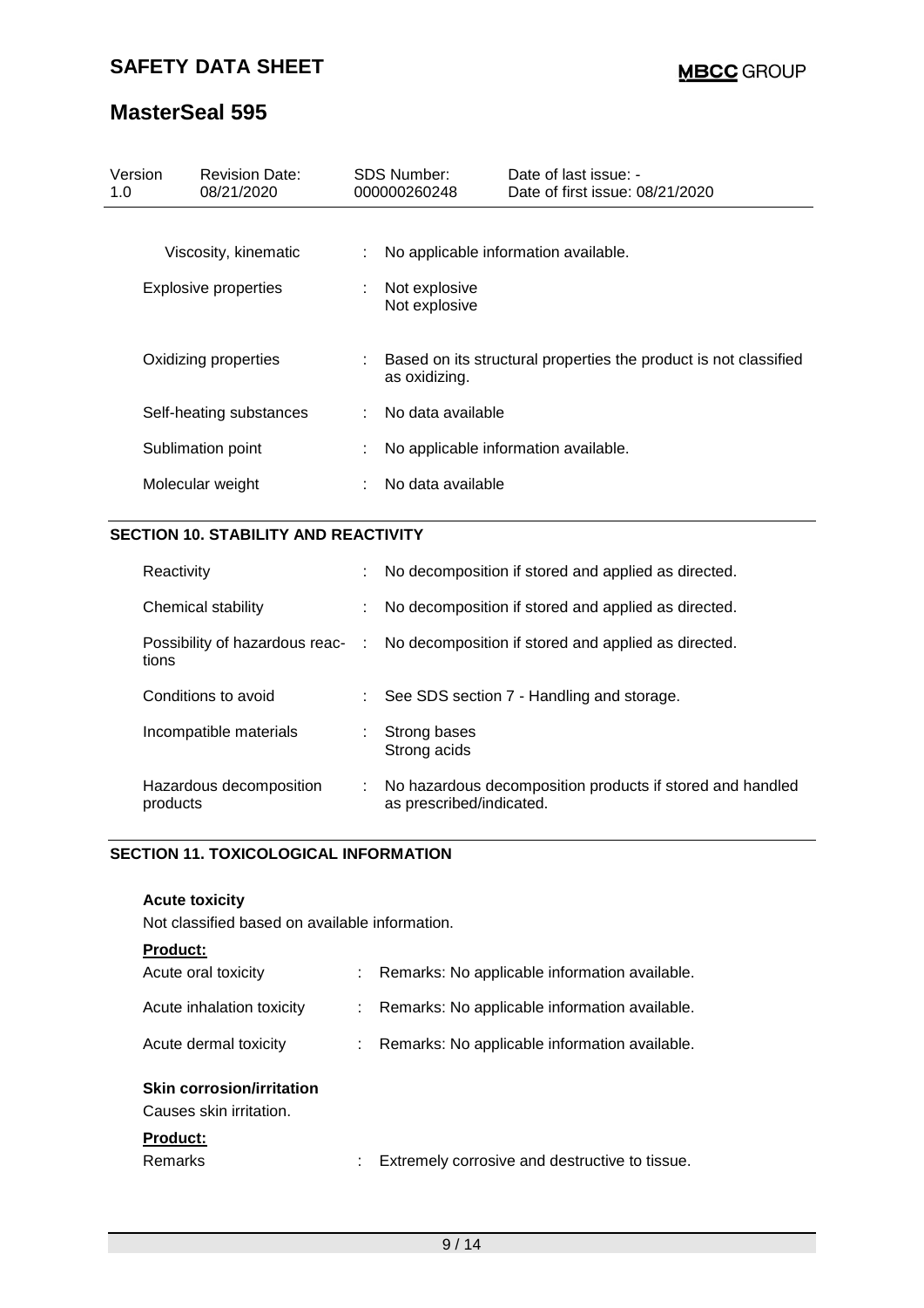| | | |
|---|---|---|
| Viscosity, kinematic | : | No applicable information available. |
| Explosive properties | : | Not explosive<br>Not explosive |
| Oxidizing properties | : | Based on its structural properties the product is not classified as oxidizing. |
| Self-heating substances | : | No data available |
| Sublimation point | : | No applicable information available. |
| Molecular weight | : | No data available |

## SECTION 10. STABILITY AND REACTIVITY

| | | |
|---|---|---|
| Reactivity | : | No decomposition if stored and applied as directed. |
| Chemical stability | : | No decomposition if stored and applied as directed. |
| Possibility of hazardous reactions | : | No decomposition if stored and applied as directed. |
| Conditions to avoid | : | See SDS section 7 - Handling and storage. |
| Incompatible materials | : | Strong bases<br>Strong acids |
| Hazardous decomposition products | : | No hazardous decomposition products if stored and handled as prescribed/indicated. |

## SECTION 11. TOXICOLOGICAL INFORMATION

**Acute toxicity**

Not classified based on available information.

**Product:**

| | | |
|---|---|---|
| Acute oral toxicity | : | Remarks: No applicable information available. |
| Acute inhalation toxicity | : | Remarks: No applicable information available. |
| Acute dermal toxicity | : | Remarks: No applicable information available. |

**Skin corrosion/irritation**

Causes skin irritation.

**Product:**

| | | |
|---|---|---|
| Remarks | : | Extremely corrosive and destructive to tissue. |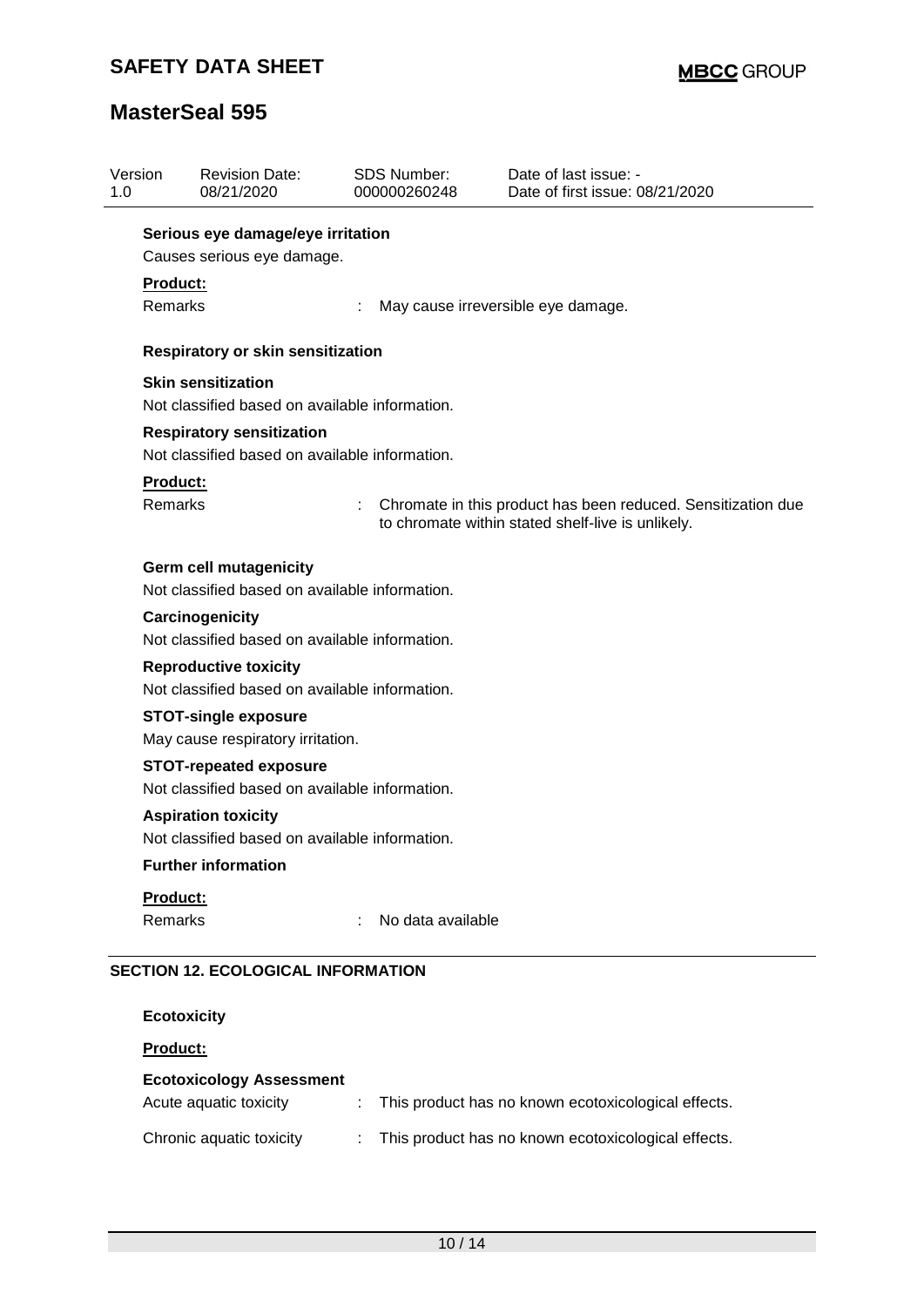| Version 1.0 | Revision Date: 08/21/2020 | SDS Number: 000000260248 | Date of last issue: - Date of first issue: 08/21/2020 |
|---|---|---|---|

**Serious eye damage/eye irritation**

Causes serious eye damage.

**Product:**

Remarks : May cause irreversible eye damage.

**Respiratory or skin sensitization**

**Skin sensitization**

Not classified based on available information.

**Respiratory sensitization**

Not classified based on available information.

**Product:**

Remarks : Chromate in this product has been reduced. Sensitization due to chromate within stated shelf-live is unlikely.

**Germ cell mutagenicity**

Not classified based on available information.

**Carcinogenicity**

Not classified based on available information.

**Reproductive toxicity**

Not classified based on available information.

**STOT-single exposure**

May cause respiratory irritation.

**STOT-repeated exposure**

Not classified based on available information.

**Aspiration toxicity**

Not classified based on available information.

**Further information**

**Product:**

Remarks : No data available

## SECTION 12. ECOLOGICAL INFORMATION

**Ecotoxicity**

**Product:**

**Ecotoxicology Assessment**

Acute aquatic toxicity : This product has no known ecotoxicological effects.

Chronic aquatic toxicity : This product has no known ecotoxicological effects.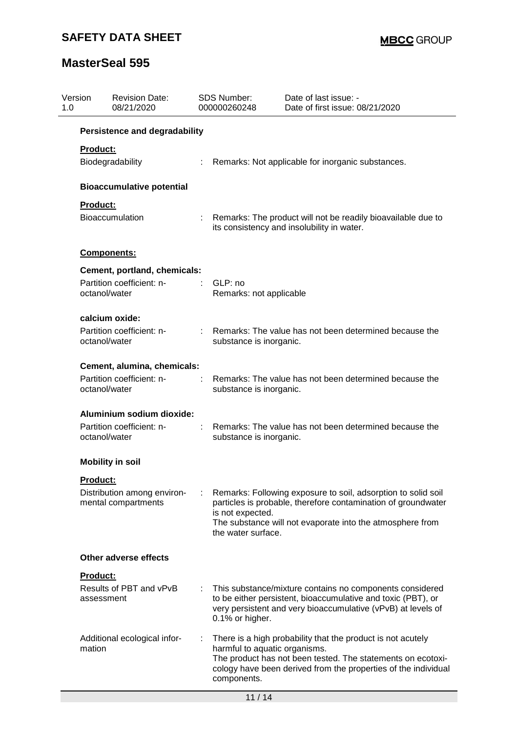### Persistence and degradability

**Product:**

| | | |
|---|---|---|
| Biodegradability | : | Remarks: Not applicable for inorganic substances. |

### Bioaccumulative potential

**Product:**

| | | |
|---|---|---|
| Bioaccumulation | : | Remarks: The product will not be readily bioavailable due to its consistency and insolubility in water. |

**Components:**

**Cement, portland, chemicals:**

| | | |
|---|---|---|
| Partition coefficient: n-octanol/water | : | GLP: no<br>Remarks: not applicable |

**calcium oxide:**

| | | |
|---|---|---|
| Partition coefficient: n-octanol/water | : | Remarks: The value has not been determined because the substance is inorganic. |

**Cement, alumina, chemicals:**

| | | |
|---|---|---|
| Partition coefficient: n-octanol/water | : | Remarks: The value has not been determined because the substance is inorganic. |

**Aluminium sodium dioxide:**

| | | |
|---|---|---|
| Partition coefficient: n-octanol/water | : | Remarks: The value has not been determined because the substance is inorganic. |

### Mobility in soil

**Product:**

| | | |
|---|---|---|
| Distribution among environmental compartments | : | Remarks: Following exposure to soil, adsorption to solid soil particles is probable, therefore contamination of groundwater is not expected.<br>The substance will not evaporate into the atmosphere from the water surface. |

### Other adverse effects

**Product:**

| | | |
|---|---|---|
| Results of PBT and vPvB assessment | : | This substance/mixture contains no components considered to be either persistent, bioaccumulative and toxic (PBT), or very persistent and very bioaccumulative (vPvB) at levels of 0.1% or higher. |
| Additional ecological information | : | There is a high probability that the product is not acutely harmful to aquatic organisms.<br>The product has not been tested. The statements on ecotoxicology have been derived from the properties of the individual components. |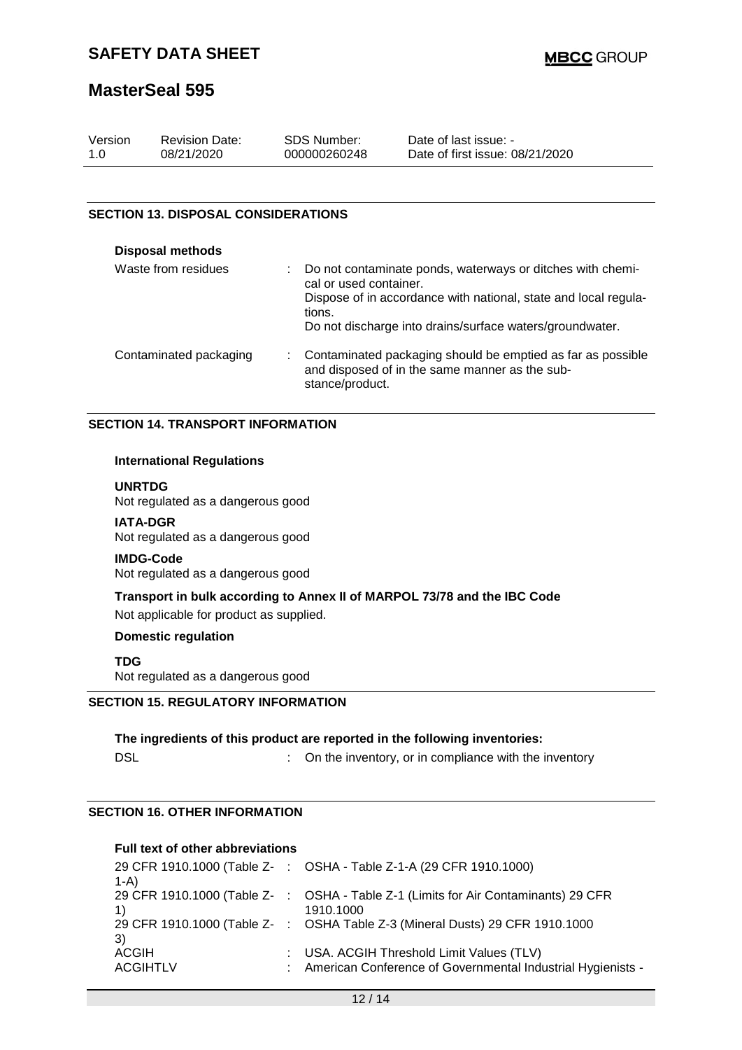## SECTION 13. DISPOSAL CONSIDERATIONS

**Disposal methods**

| | | |
|---|---|---|
| Waste from residues | : | Do not contaminate ponds, waterways or ditches with chemical or used container. Dispose of in accordance with national, state and local regulations. Do not discharge into drains/surface waters/groundwater. |
| Contaminated packaging | : | Contaminated packaging should be emptied as far as possible and disposed of in the same manner as the substance/product. |

## SECTION 14. TRANSPORT INFORMATION

**International Regulations**

**UNRTDG**
Not regulated as a dangerous good

**IATA-DGR**
Not regulated as a dangerous good

**IMDG-Code**
Not regulated as a dangerous good

**Transport in bulk according to Annex II of MARPOL 73/78 and the IBC Code**
Not applicable for product as supplied.

**Domestic regulation**

**TDG**
Not regulated as a dangerous good

## SECTION 15. REGULATORY INFORMATION

**The ingredients of this product are reported in the following inventories:**

| | | |
|---|---|---|
| DSL | : | On the inventory, or in compliance with the inventory |

## SECTION 16. OTHER INFORMATION

**Full text of other abbreviations**

| | | |
|---|---|---|
| 29 CFR 1910.1000 (Table Z-1-A) | : | OSHA - Table Z-1-A (29 CFR 1910.1000) |
| 29 CFR 1910.1000 (Table Z-1) | : | OSHA - Table Z-1 (Limits for Air Contaminants) 29 CFR 1910.1000 |
| 29 CFR 1910.1000 (Table Z-3) | : | OSHA Table Z-3 (Mineral Dusts) 29 CFR 1910.1000 |
| ACGIH | : | USA. ACGIH Threshold Limit Values (TLV) |
| ACGIHTLV | : | American Conference of Governmental Industrial Hygienists - |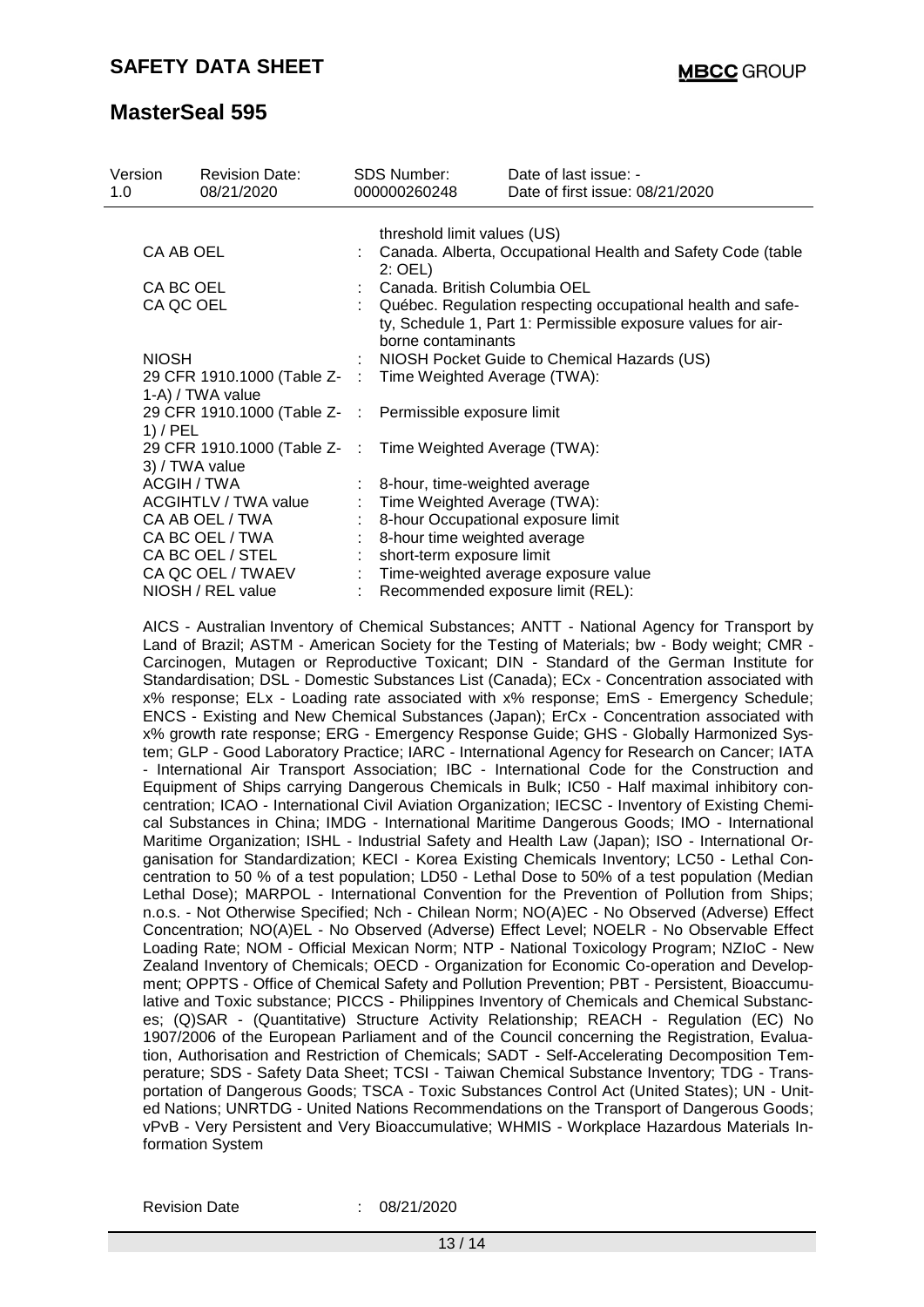| Version 1.0 | Revision Date: 08/21/2020 | SDS Number: 000000260248 | Date of last issue: - Date of first issue: 08/21/2020 |
|---|---|---|---|

| | | |
|---|---|---|
| | | threshold limit values (US) |
| CA AB OEL | : | Canada. Alberta, Occupational Health and Safety Code (table 2: OEL) |
| CA BC OEL | : | Canada. British Columbia OEL |
| CA QC OEL | : | Québec. Regulation respecting occupational health and safety, Schedule 1, Part 1: Permissible exposure values for airborne contaminants |
| NIOSH | : | NIOSH Pocket Guide to Chemical Hazards (US) |
| 29 CFR 1910.1000 (Table Z-1-A) / TWA value | : | Time Weighted Average (TWA): |
| 29 CFR 1910.1000 (Table Z-1) / PEL | : | Permissible exposure limit |
| 29 CFR 1910.1000 (Table Z-3) / TWA value | : | Time Weighted Average (TWA): |
| ACGIH / TWA | : | 8-hour, time-weighted average |
| ACGIHTLV / TWA value | : | Time Weighted Average (TWA): |
| CA AB OEL / TWA | : | 8-hour Occupational exposure limit |
| CA BC OEL / TWA | : | 8-hour time weighted average |
| CA BC OEL / STEL | : | short-term exposure limit |
| CA QC OEL / TWAEV | : | Time-weighted average exposure value |
| NIOSH / REL value | : | Recommended exposure limit (REL): |

AICS - Australian Inventory of Chemical Substances; ANTT - National Agency for Transport by Land of Brazil; ASTM - American Society for the Testing of Materials; bw - Body weight; CMR - Carcinogen, Mutagen or Reproductive Toxicant; DIN - Standard of the German Institute for Standardisation; DSL - Domestic Substances List (Canada); ECx - Concentration associated with x% response; ELx - Loading rate associated with x% response; EmS - Emergency Schedule; ENCS - Existing and New Chemical Substances (Japan); ErCx - Concentration associated with x% growth rate response; ERG - Emergency Response Guide; GHS - Globally Harmonized System; GLP - Good Laboratory Practice; IARC - International Agency for Research on Cancer; IATA - International Air Transport Association; IBC - International Code for the Construction and Equipment of Ships carrying Dangerous Chemicals in Bulk; IC50 - Half maximal inhibitory concentration; ICAO - International Civil Aviation Organization; IECSC - Inventory of Existing Chemical Substances in China; IMDG - International Maritime Dangerous Goods; IMO - International Maritime Organization; ISHL - Industrial Safety and Health Law (Japan); ISO - International Organisation for Standardization; KECI - Korea Existing Chemicals Inventory; LC50 - Lethal Concentration to 50 % of a test population; LD50 - Lethal Dose to 50% of a test population (Median Lethal Dose); MARPOL - International Convention for the Prevention of Pollution from Ships; n.o.s. - Not Otherwise Specified; Nch - Chilean Norm; NO(A)EC - No Observed (Adverse) Effect Concentration; NO(A)EL - No Observed (Adverse) Effect Level; NOELR - No Observable Effect Loading Rate; NOM - Official Mexican Norm; NTP - National Toxicology Program; NZIoC - New Zealand Inventory of Chemicals; OECD - Organization for Economic Co-operation and Development; OPPTS - Office of Chemical Safety and Pollution Prevention; PBT - Persistent, Bioaccumulative and Toxic substance; PICCS - Philippines Inventory of Chemicals and Chemical Substances; (Q)SAR - (Quantitative) Structure Activity Relationship; REACH - Regulation (EC) No 1907/2006 of the European Parliament and of the Council concerning the Registration, Evaluation, Authorisation and Restriction of Chemicals; SADT - Self-Accelerating Decomposition Temperature; SDS - Safety Data Sheet; TCSI - Taiwan Chemical Substance Inventory; TDG - Transportation of Dangerous Goods; TSCA - Toxic Substances Control Act (United States); UN - United Nations; UNRTDG - United Nations Recommendations on the Transport of Dangerous Goods; vPvB - Very Persistent and Very Bioaccumulative; WHMIS - Workplace Hazardous Materials Information System

Revision Date : 08/21/2020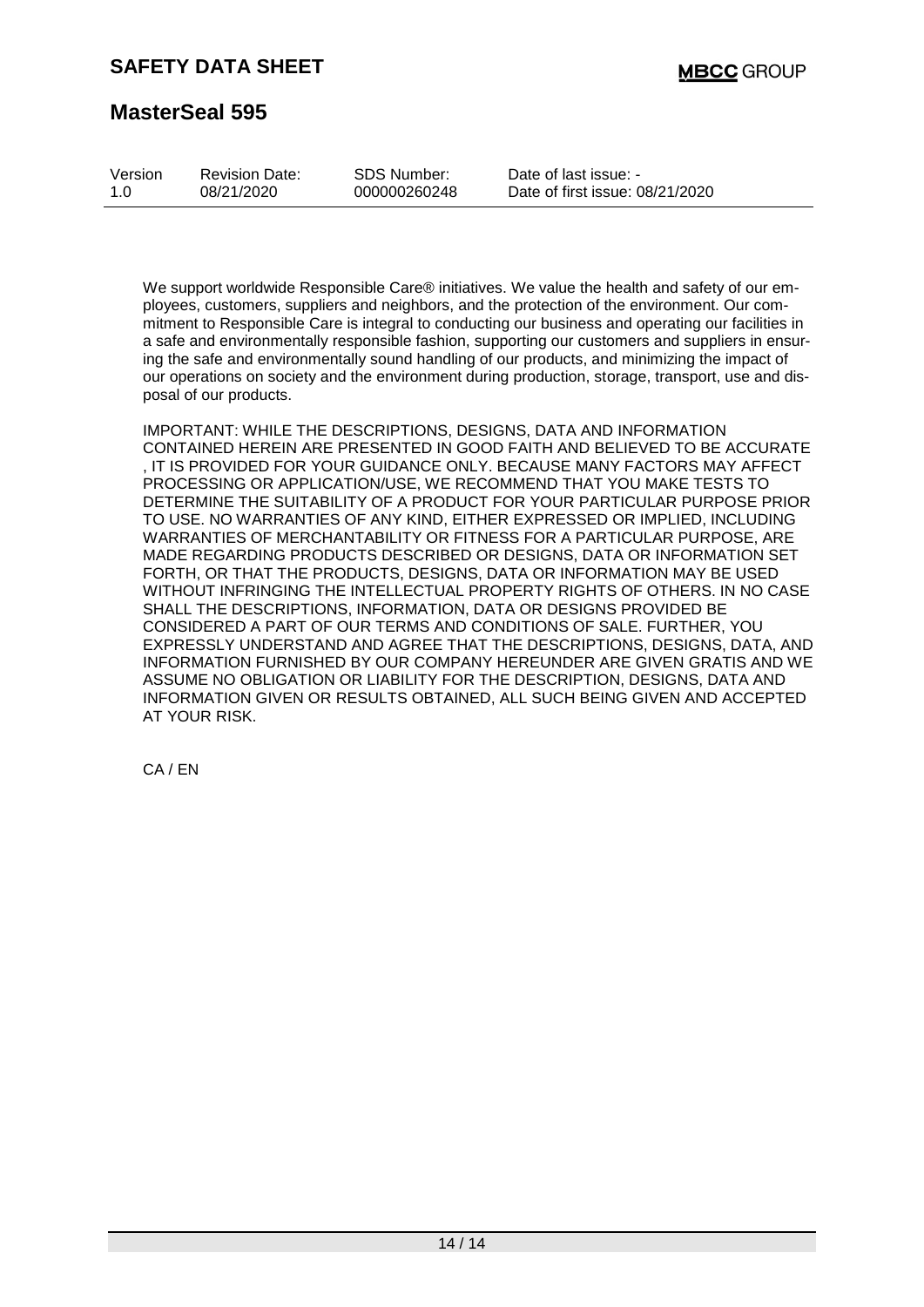We support worldwide Responsible Care® initiatives. We value the health and safety of our employees, customers, suppliers and neighbors, and the protection of the environment. Our commitment to Responsible Care is integral to conducting our business and operating our facilities in a safe and environmentally responsible fashion, supporting our customers and suppliers in ensuring the safe and environmentally sound handling of our products, and minimizing the impact of our operations on society and the environment during production, storage, transport, use and disposal of our products.

IMPORTANT: WHILE THE DESCRIPTIONS, DESIGNS, DATA AND INFORMATION CONTAINED HEREIN ARE PRESENTED IN GOOD FAITH AND BELIEVED TO BE ACCURATE , IT IS PROVIDED FOR YOUR GUIDANCE ONLY. BECAUSE MANY FACTORS MAY AFFECT PROCESSING OR APPLICATION/USE, WE RECOMMEND THAT YOU MAKE TESTS TO DETERMINE THE SUITABILITY OF A PRODUCT FOR YOUR PARTICULAR PURPOSE PRIOR TO USE. NO WARRANTIES OF ANY KIND, EITHER EXPRESSED OR IMPLIED, INCLUDING WARRANTIES OF MERCHANTABILITY OR FITNESS FOR A PARTICULAR PURPOSE, ARE MADE REGARDING PRODUCTS DESCRIBED OR DESIGNS, DATA OR INFORMATION SET FORTH, OR THAT THE PRODUCTS, DESIGNS, DATA OR INFORMATION MAY BE USED WITHOUT INFRINGING THE INTELLECTUAL PROPERTY RIGHTS OF OTHERS. IN NO CASE SHALL THE DESCRIPTIONS, INFORMATION, DATA OR DESIGNS PROVIDED BE CONSIDERED A PART OF OUR TERMS AND CONDITIONS OF SALE. FURTHER, YOU EXPRESSLY UNDERSTAND AND AGREE THAT THE DESCRIPTIONS, DESIGNS, DATA, AND INFORMATION FURNISHED BY OUR COMPANY HEREUNDER ARE GIVEN GRATIS AND WE ASSUME NO OBLIGATION OR LIABILITY FOR THE DESCRIPTION, DESIGNS, DATA AND INFORMATION GIVEN OR RESULTS OBTAINED, ALL SUCH BEING GIVEN AND ACCEPTED AT YOUR RISK.

CA / EN